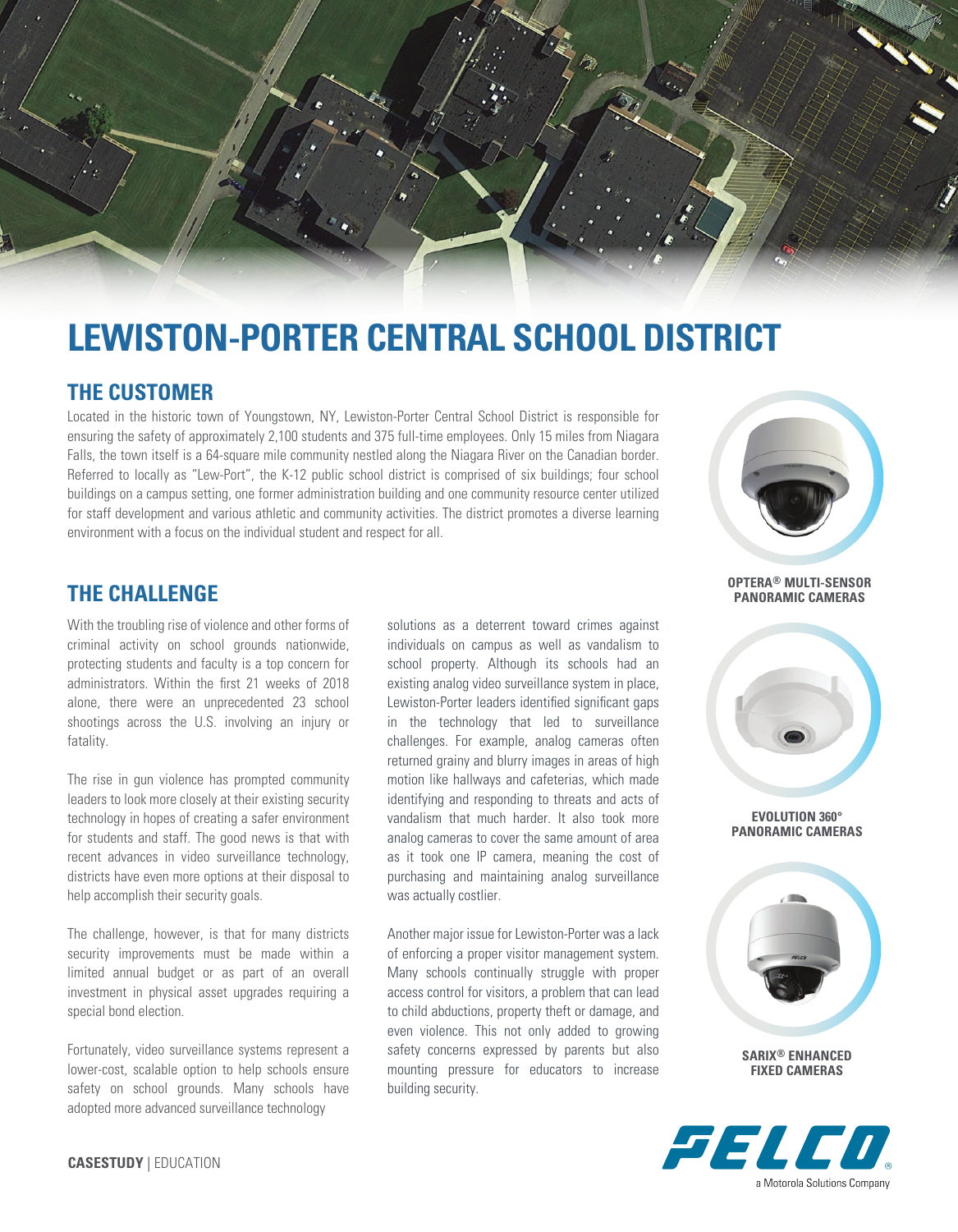# LEWISTON-PORTER CENTRAL SCHOOL DISTRICT

## THE CUSTOMER

Located in the historic town of Youngstown, NY, Lewiston-Porter Central School District is responsible for ensuring the safety of approximately 2,100 students and 375 full-time employees. Only 15 miles from Niagara Falls, the town itself is a 64-square mile community nestled along the Niagara River on the Canadian border. Referred to locally as "Lew-Port", the K-12 public school district is comprised of six buildings; four school buildings on a campus setting, one former administration building and one community resource center utilized for staff development and various athletic and community activities. The district promotes a diverse learning environment with a focus on the individual student and respect for all.

## THE CHALLENGE

With the troubling rise of violence and other forms of criminal activity on school grounds nationwide, protecting students and faculty is a top concern for administrators. Within the first 21 weeks of 2018 alone, there were an unprecedented 23 school shootings across the U.S. involving an injury or fatality.

The rise in gun violence has prompted community leaders to look more closely at their existing security technology in hopes of creating a safer environment for students and staff. The good news is that with recent advances in video surveillance technology, districts have even more options at their disposal to help accomplish their security goals.

The challenge, however, is that for many districts security improvements must be made within a limited annual budget or as part of an overall investment in physical asset upgrades requiring a special bond election.

Fortunately, video surveillance systems represent a lower-cost, scalable option to help schools ensure safety on school grounds. Many schools have adopted more advanced surveillance technology solutions as a deterrent toward crimes against individuals on campus as well as vandalism to school property. Although its schools had an existing analog video surveillance system in place, Lewiston-Porter leaders identified significant gaps in the technology that led to surveillance challenges. For example, analog cameras often returned grainy and blurry images in areas of high motion like hallways and cafeterias, which made identifying and responding to threats and acts of vandalism that much harder. It also took more analog cameras to cover the same amount of area as it took one IP camera, meaning the cost of purchasing and maintaining analog surveillance was actually costlier.

Another major issue for Lewiston-Porter was a lack of enforcing a proper visitor management system. Many schools continually struggle with proper access control for visitors, a problem that can lead to child abductions, property theft or damage, and even violence. This not only added to growing safety concerns expressed by parents but also mounting pressure for educators to increase building security.

**OPTERA® MULTI-SENSOR PANORAMIC CAMERAS**

**EVOLUTION 360° PANORAMIC CAMERAS**

**SARIX® ENHANCED FIXED CAMERAS**

PELCO® a Motorola Solutions Company

**CASESTUDY** | EDUCATION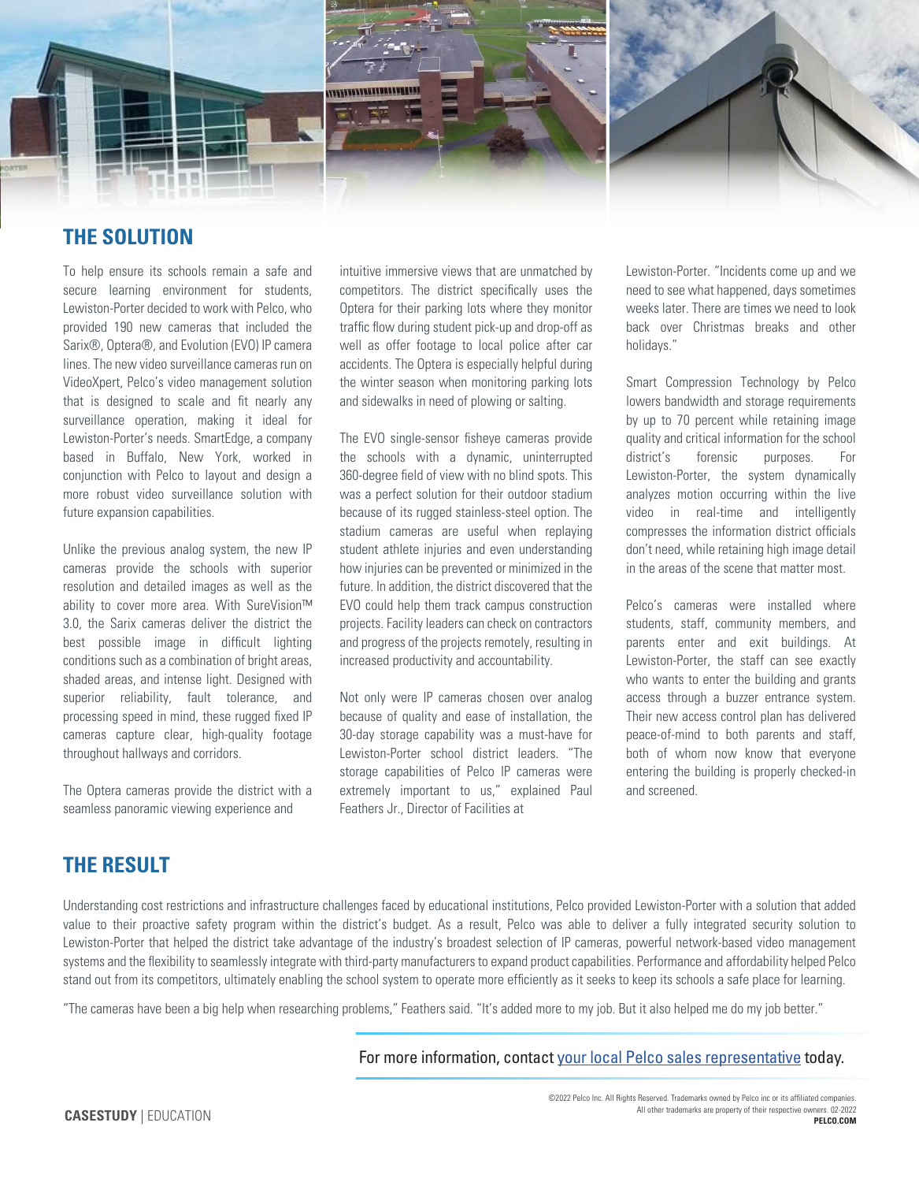## THE SOLUTION

To help ensure its schools remain a safe and secure learning environment for students, Lewiston-Porter decided to work with Pelco, who provided 190 new cameras that included the Sarix®, Optera®, and Evolution (EVO) IP camera lines. The new video surveillance cameras run on VideoXpert, Pelco's video management solution that is designed to scale and fit nearly any surveillance operation, making it ideal for Lewiston-Porter's needs. SmartEdge, a company based in Buffalo, New York, worked in conjunction with Pelco to layout and design a more robust video surveillance solution with future expansion capabilities.

Unlike the previous analog system, the new IP cameras provide the schools with superior resolution and detailed images as well as the ability to cover more area. With SureVision™ 3.0, the Sarix cameras deliver the district the best possible image in difficult lighting conditions such as a combination of bright areas, shaded areas, and intense light. Designed with superior reliability, fault tolerance, and processing speed in mind, these rugged fixed IP cameras capture clear, high-quality footage throughout hallways and corridors.

The Optera cameras provide the district with a seamless panoramic viewing experience and intuitive immersive views that are unmatched by competitors. The district specifically uses the Optera for their parking lots where they monitor traffic flow during student pick-up and drop-off as well as offer footage to local police after car accidents. The Optera is especially helpful during the winter season when monitoring parking lots and sidewalks in need of plowing or salting.

The EVO single-sensor fisheye cameras provide the schools with a dynamic, uninterrupted 360-degree field of view with no blind spots. This was a perfect solution for their outdoor stadium because of its rugged stainless-steel option. The stadium cameras are useful when replaying student athlete injuries and even understanding how injuries can be prevented or minimized in the future. In addition, the district discovered that the EVO could help them track campus construction projects. Facility leaders can check on contractors and progress of the projects remotely, resulting in increased productivity and accountability.

Not only were IP cameras chosen over analog because of quality and ease of installation, the 30-day storage capability was a must-have for Lewiston-Porter school district leaders. "The storage capabilities of Pelco IP cameras were extremely important to us," explained Paul Feathers Jr., Director of Facilities at Lewiston-Porter. "Incidents come up and we need to see what happened, days sometimes weeks later. There are times we need to look back over Christmas breaks and other holidays."

Smart Compression Technology by Pelco lowers bandwidth and storage requirements by up to 70 percent while retaining image quality and critical information for the school district's forensic purposes. For Lewiston-Porter, the system dynamically analyzes motion occurring within the live video in real-time and intelligently compresses the information district officials don't need, while retaining high image detail in the areas of the scene that matter most.

Pelco's cameras were installed where students, staff, community members, and parents enter and exit buildings. At Lewiston-Porter, the staff can see exactly who wants to enter the building and grants access through a buzzer entrance system. Their new access control plan has delivered peace-of-mind to both parents and staff, both of whom now know that everyone entering the building is properly checked-in and screened.

## THE RESULT

Understanding cost restrictions and infrastructure challenges faced by educational institutions, Pelco provided Lewiston-Porter with a solution that added value to their proactive safety program within the district's budget. As a result, Pelco was able to deliver a fully integrated security solution to Lewiston-Porter that helped the district take advantage of the industry's broadest selection of IP cameras, powerful network-based video management systems and the flexibility to seamlessly integrate with third-party manufacturers to expand product capabilities. Performance and affordability helped Pelco stand out from its competitors, ultimately enabling the school system to operate more efficiently as it seeks to keep its schools a safe place for learning.

"The cameras have been a big help when researching problems," Feathers said. "It's added more to my job. But it also helped me do my job better."

For more information, contact your local Pelco sales representative today.

**CASESTUDY** | EDUCATION

©2022 Pelco Inc. All Rights Reserved. Trademarks owned by Pelco inc or its affiliated companies. All other trademarks are property of their respective owners. 02-2022
**PELCO.COM**